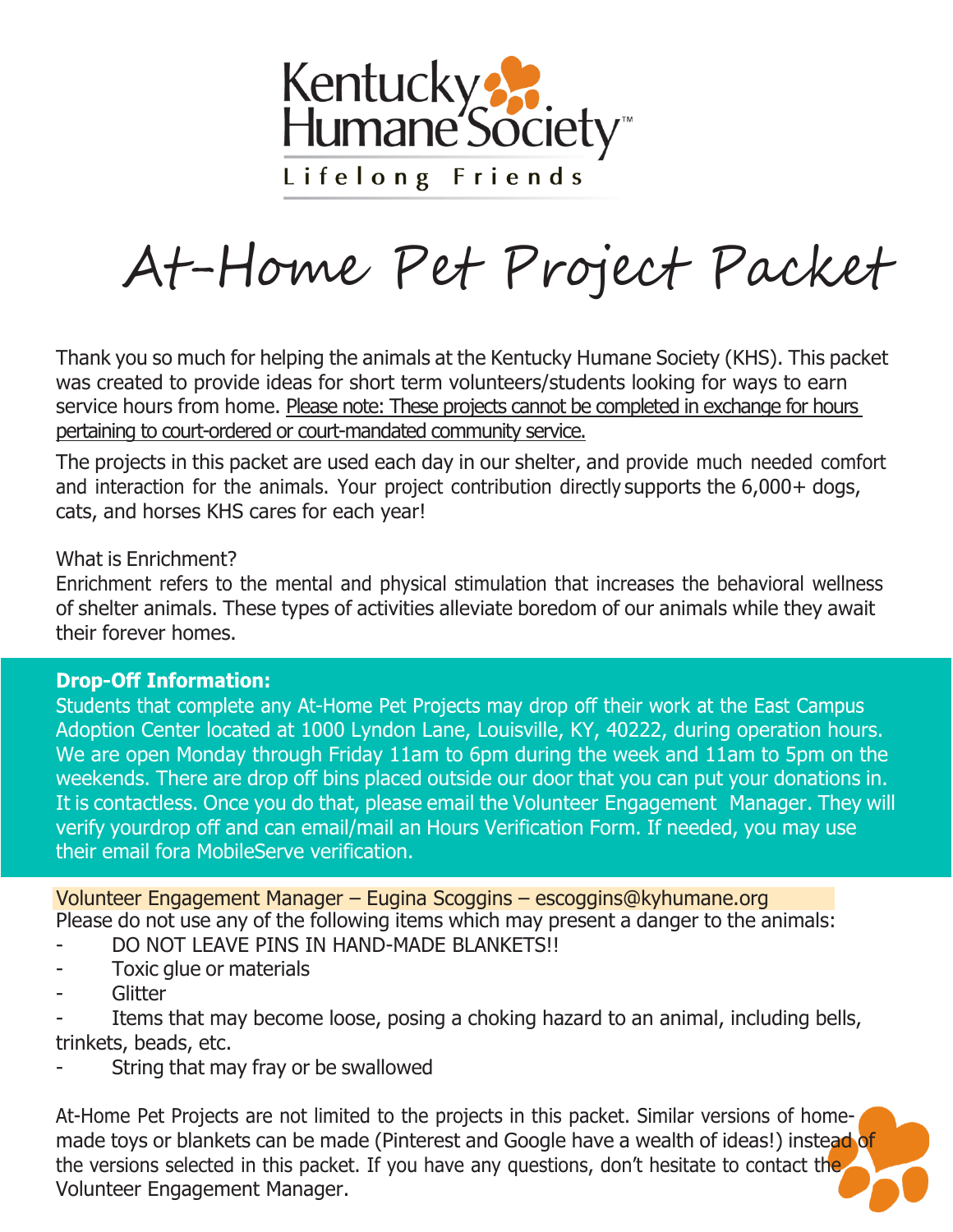Kentucky Humane Society™

Lifelong Friends

# At-Home Pet Project Packet

Thank you so much for helping the animals at the Kentucky Humane Society (KHS). This packet was created to provide ideas for short term volunteers/students looking for ways to earn service hours from home. Please note: These projects cannot be completed in exchange for hours pertaining to court-ordered or court-mandated community service.

The projects in this packet are used each day in our shelter, and provide much needed comfort and interaction for the animals. Your project contribution directly supports the 6,000+ dogs, cats, and horses KHS cares for each year!

What is Enrichment?
Enrichment refers to the mental and physical stimulation that increases the behavioral wellness of shelter animals. These types of activities alleviate boredom of our animals while they await their forever homes.

**Drop-Off Information:**
Students that complete any At-Home Pet Projects may drop off their work at the East Campus Adoption Center located at 1000 Lyndon Lane, Louisville, KY, 40222, during operation hours. We are open Monday through Friday 11am to 6pm during the week and 11am to 5pm on the weekends. There are drop off bins placed outside our door that you can put your donations in. It is contactless. Once you do that, please email the Volunteer Engagement Manager. They will verify yourdrop off and can email/mail an Hours Verification Form. If needed, you may use their email fora MobileServe verification.

Volunteer Engagement Manager – Eugina Scoggins – escoggins@kyhumane.org

Please do not use any of the following items which may present a danger to the animals:

- DO NOT LEAVE PINS IN HAND-MADE BLANKETS!!
- Toxic glue or materials
- Glitter
- Items that may become loose, posing a choking hazard to an animal, including bells, trinkets, beads, etc.
- String that may fray or be swallowed

At-Home Pet Projects are not limited to the projects in this packet. Similar versions of home-made toys or blankets can be made (Pinterest and Google have a wealth of ideas!) instead of the versions selected in this packet. If you have any questions, don't hesitate to contact the Volunteer Engagement Manager.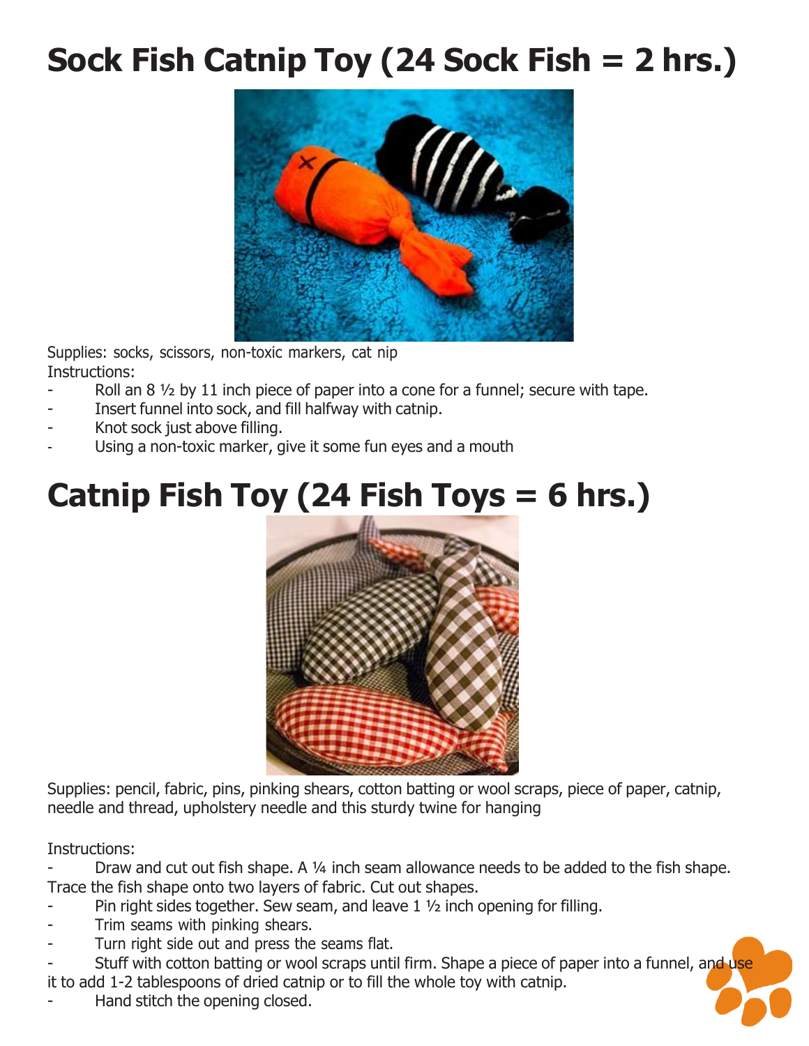# Sock Fish Catnip Toy (24 Sock Fish = 2 hrs.)

Supplies: socks, scissors, non-toxic markers, cat nip

Instructions:

- Roll an 8 ½ by 11 inch piece of paper into a cone for a funnel; secure with tape.
- Insert funnel into sock, and fill halfway with catnip.
- Knot sock just above filling.
- Using a non-toxic marker, give it some fun eyes and a mouth

# Catnip Fish Toy (24 Fish Toys = 6 hrs.)

Supplies: pencil, fabric, pins, pinking shears, cotton batting or wool scraps, piece of paper, catnip, needle and thread, upholstery needle and this sturdy twine for hanging

Instructions:

- Draw and cut out fish shape. A ¼ inch seam allowance needs to be added to the fish shape. Trace the fish shape onto two layers of fabric. Cut out shapes.
- Pin right sides together. Sew seam, and leave 1 ½ inch opening for filling.
- Trim seams with pinking shears.
- Turn right side out and press the seams flat.
- Stuff with cotton batting or wool scraps until firm. Shape a piece of paper into a funnel, and use it to add 1-2 tablespoons of dried catnip or to fill the whole toy with catnip.
- Hand stitch the opening closed.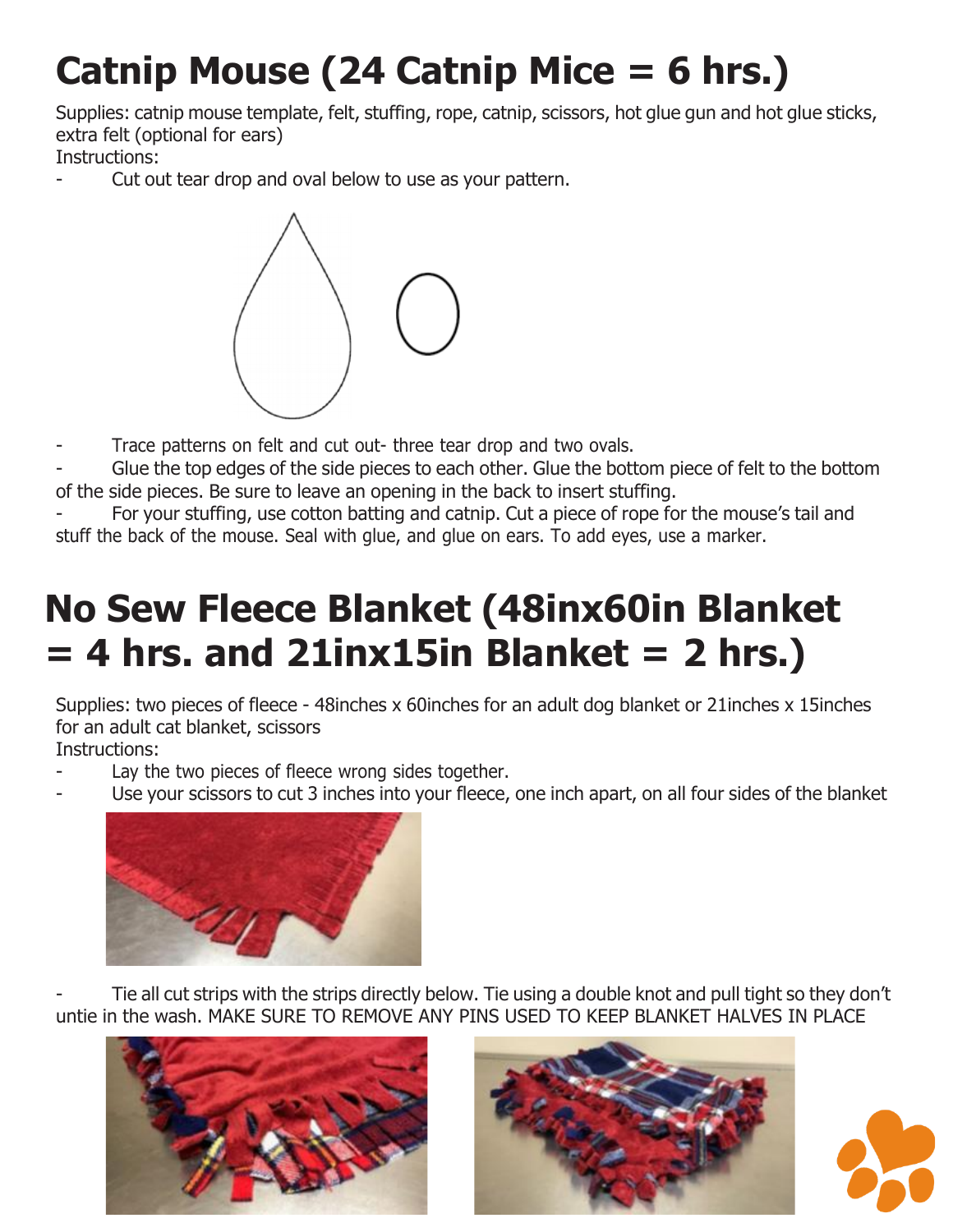# Catnip Mouse (24 Catnip Mice = 6 hrs.)

Supplies: catnip mouse template, felt, stuffing, rope, catnip, scissors, hot glue gun and hot glue sticks, extra felt (optional for ears)

Instructions:

- Cut out tear drop and oval below to use as your pattern.
- Trace patterns on felt and cut out- three tear drop and two ovals.
- Glue the top edges of the side pieces to each other. Glue the bottom piece of felt to the bottom of the side pieces. Be sure to leave an opening in the back to insert stuffing.
- For your stuffing, use cotton batting and catnip. Cut a piece of rope for the mouse's tail and stuff the back of the mouse. Seal with glue, and glue on ears. To add eyes, use a marker.

# No Sew Fleece Blanket (48inx60in Blanket = 4 hrs. and 21inx15in Blanket = 2 hrs.)

Supplies: two pieces of fleece - 48inches x 60inches for an adult dog blanket or 21inches x 15inches for an adult cat blanket, scissors

Instructions:

- Lay the two pieces of fleece wrong sides together.
- Use your scissors to cut 3 inches into your fleece, one inch apart, on all four sides of the blanket
- Tie all cut strips with the strips directly below. Tie using a double knot and pull tight so they don't untie in the wash. MAKE SURE TO REMOVE ANY PINS USED TO KEEP BLANKET HALVES IN PLACE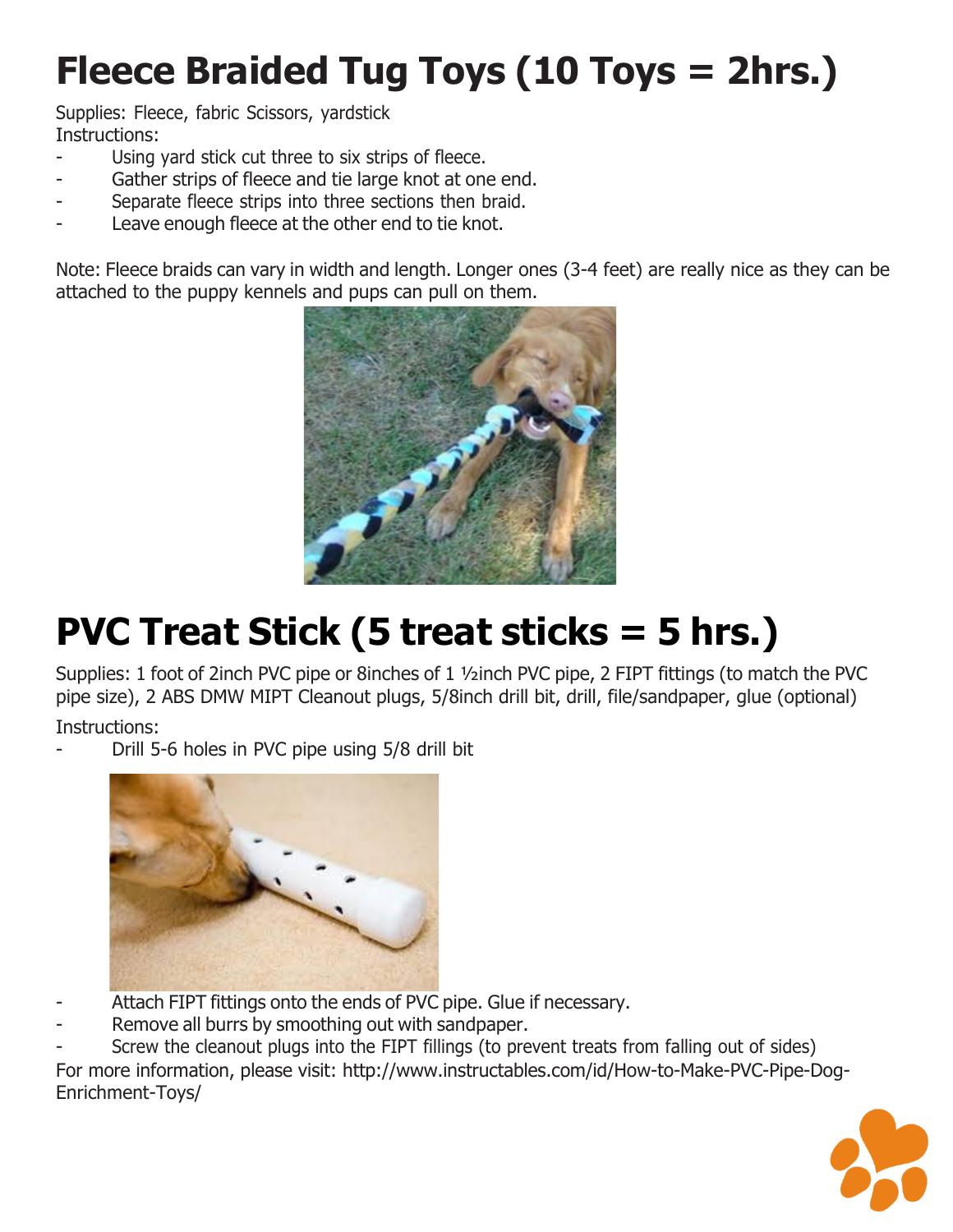# Fleece Braided Tug Toys (10 Toys = 2hrs.)

Supplies: Fleece, fabric Scissors, yardstick
Instructions:

- Using yard stick cut three to six strips of fleece.
- Gather strips of fleece and tie large knot at one end.
- Separate fleece strips into three sections then braid.
- Leave enough fleece at the other end to tie knot.

Note: Fleece braids can vary in width and length. Longer ones (3-4 feet) are really nice as they can be attached to the puppy kennels and pups can pull on them.

# PVC Treat Stick (5 treat sticks = 5 hrs.)

Supplies: 1 foot of 2inch PVC pipe or 8inches of 1 ½inch PVC pipe, 2 FIPT fittings (to match the PVC pipe size), 2 ABS DMW MIPT Cleanout plugs, 5/8inch drill bit, drill, file/sandpaper, glue (optional)

Instructions:

- Drill 5-6 holes in PVC pipe using 5/8 drill bit
- Attach FIPT fittings onto the ends of PVC pipe. Glue if necessary.
- Remove all burrs by smoothing out with sandpaper.
- Screw the cleanout plugs into the FIPT fillings (to prevent treats from falling out of sides)

For more information, please visit: http://www.instructables.com/id/How-to-Make-PVC-Pipe-Dog-Enrichment-Toys/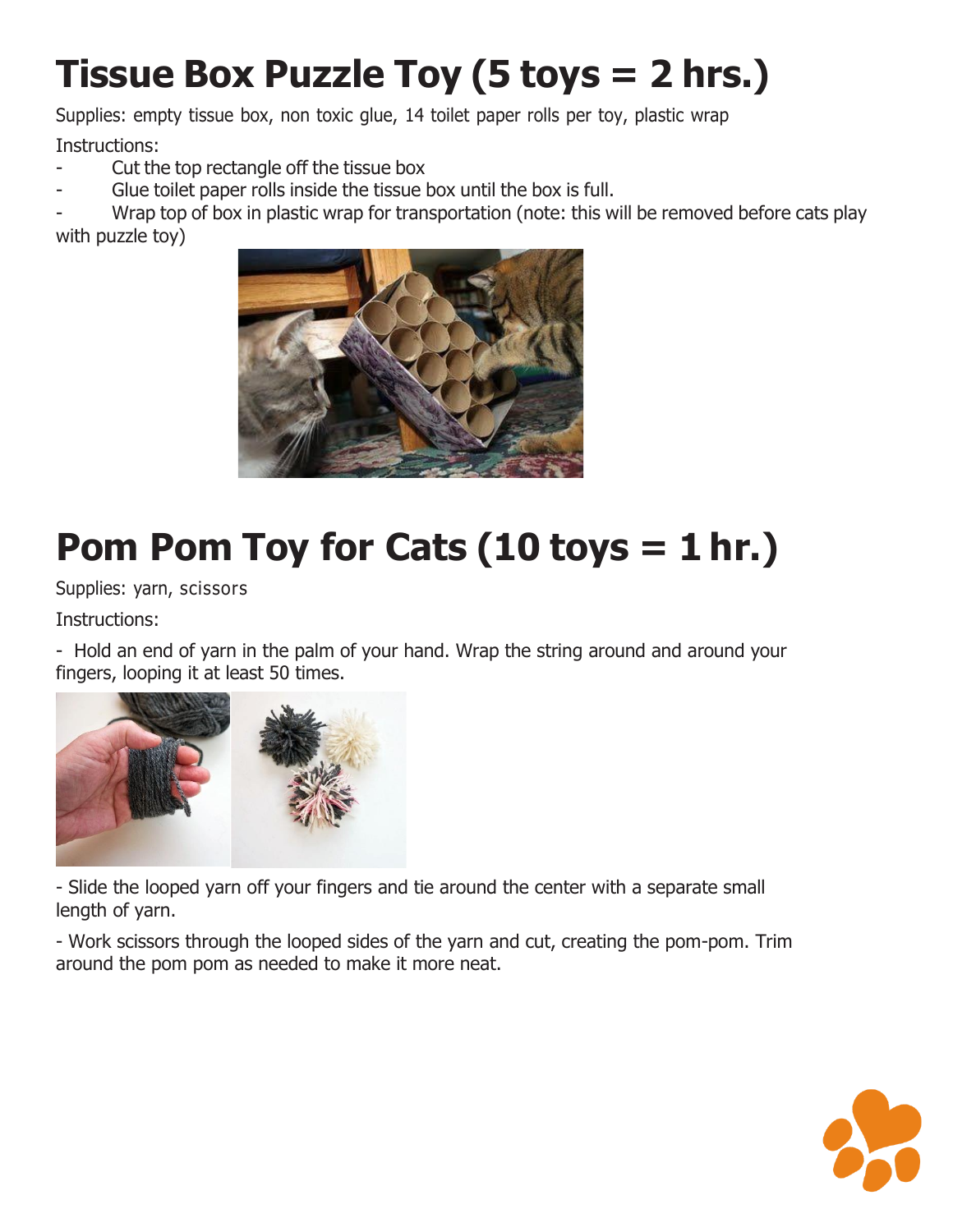# Tissue Box Puzzle Toy (5 toys = 2 hrs.)

Supplies: empty tissue box, non toxic glue, 14 toilet paper rolls per toy, plastic wrap

Instructions:

- Cut the top rectangle off the tissue box
- Glue toilet paper rolls inside the tissue box until the box is full.
- Wrap top of box in plastic wrap for transportation (note: this will be removed before cats play with puzzle toy)

# Pom Pom Toy for Cats (10 toys = 1 hr.)

Supplies: yarn, scissors

Instructions:

- Hold an end of yarn in the palm of your hand. Wrap the string around and around your fingers, looping it at least 50 times.

- Slide the looped yarn off your fingers and tie around the center with a separate small length of yarn.

- Work scissors through the looped sides of the yarn and cut, creating the pom-pom. Trim around the pom pom as needed to make it more neat.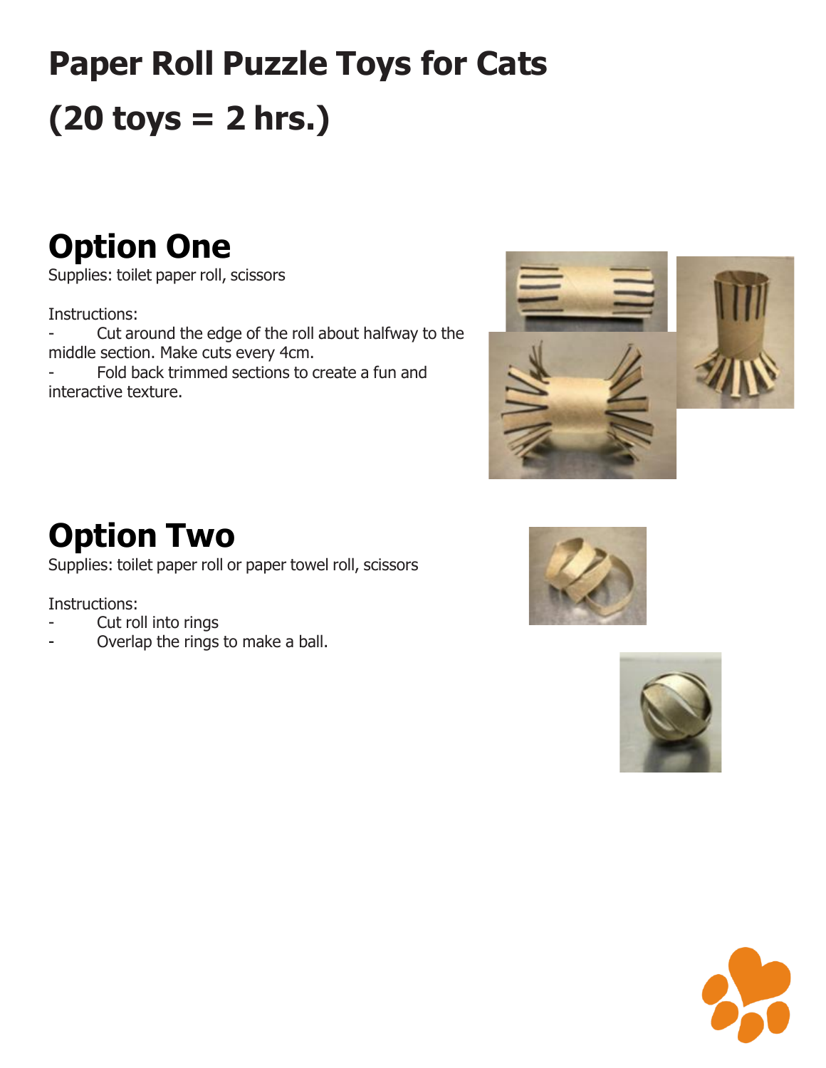# Paper Roll Puzzle Toys for Cats

# (20 toys = 2 hrs.)

## Option One

Supplies: toilet paper roll, scissors

Instructions:

- Cut around the edge of the roll about halfway to the middle section. Make cuts every 4cm.
- Fold back trimmed sections to create a fun and interactive texture.

## Option Two

Supplies: toilet paper roll or paper towel roll, scissors

Instructions:

- Cut roll into rings
- Overlap the rings to make a ball.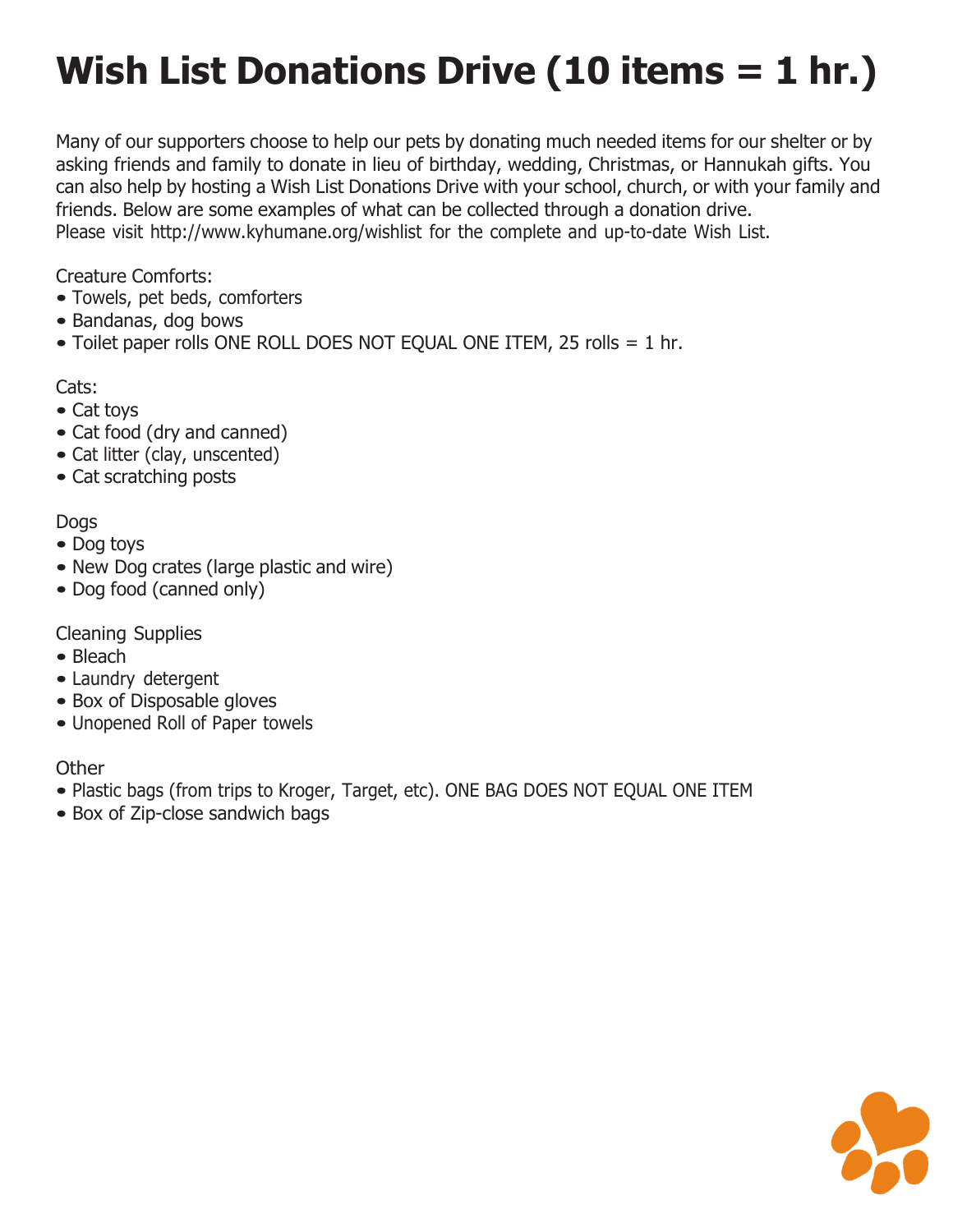# Wish List Donations Drive (10 items = 1 hr.)

Many of our supporters choose to help our pets by donating much needed items for our shelter or by asking friends and family to donate in lieu of birthday, wedding, Christmas, or Hannukah gifts. You can also help by hosting a Wish List Donations Drive with your school, church, or with your family and friends. Below are some examples of what can be collected through a donation drive.
Please visit http://www.kyhumane.org/wishlist for the complete and up-to-date Wish List.

Creature Comforts:
- Towels, pet beds, comforters
- Bandanas, dog bows
- Toilet paper rolls ONE ROLL DOES NOT EQUAL ONE ITEM, 25 rolls = 1 hr.

Cats:
- Cat toys
- Cat food (dry and canned)
- Cat litter (clay, unscented)
- Cat scratching posts

Dogs
- Dog toys
- New Dog crates (large plastic and wire)
- Dog food (canned only)

Cleaning Supplies
- Bleach
- Laundry detergent
- Box of Disposable gloves
- Unopened Roll of Paper towels

Other
- Plastic bags (from trips to Kroger, Target, etc). ONE BAG DOES NOT EQUAL ONE ITEM
- Box of Zip-close sandwich bags